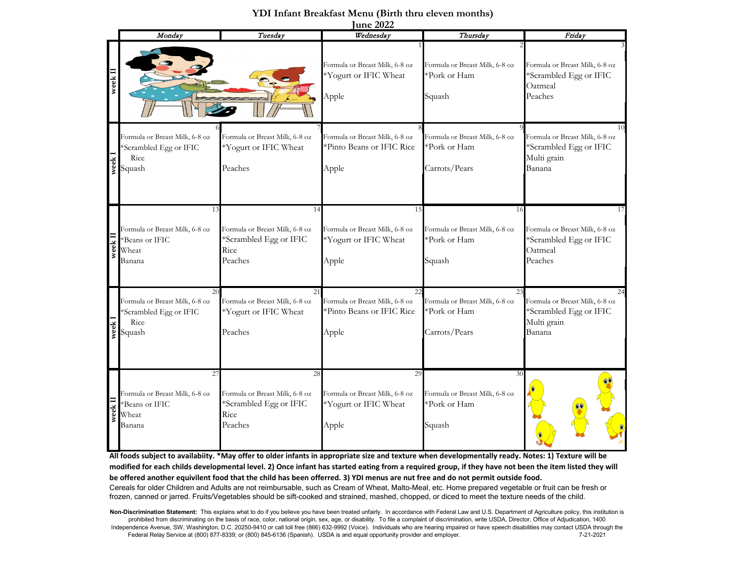# YDI Infant Breakfast Menu (Birth thru eleven months)

## June 2022

| | Monday | Tuesday | Wednesday | Thursday | Friday |
|---|---|---|---|---|---|
| week II | | | 1<br>Formula or Breast Milk, 6-8 oz<br>*Yogurt or IFIC Wheat<br>Apple | 2<br>Formula or Breast Milk, 6-8 oz<br>*Pork or Ham<br>Squash | 3<br>Formula or Breast Milk, 6-8 oz<br>*Scrambled Egg or IFIC Oatmeal<br>Peaches |
| week I | 6<br>Formula or Breast Milk, 6-8 oz<br>*Scrambled Egg or IFIC Rice<br>Squash | 7<br>Formula or Breast Milk, 6-8 oz<br>*Yogurt or IFIC Wheat<br>Peaches | 8<br>Formula or Breast Milk, 6-8 oz<br>*Pinto Beans or IFIC Rice<br>Apple | 9<br>Formula or Breast Milk, 6-8 oz<br>*Pork or Ham<br>Carrots/Pears | 10<br>Formula or Breast Milk, 6-8 oz<br>*Scrambled Egg or IFIC Multi grain<br>Banana |
| week II | 13<br>Formula or Breast Milk, 6-8 oz<br>*Beans or IFIC Wheat<br>Banana | 14<br>Formula or Breast Milk, 6-8 oz<br>*Scrambled Egg or IFIC Rice<br>Peaches | 15<br>Formula or Breast Milk, 6-8 oz<br>*Yogurt or IFIC Wheat<br>Apple | 16<br>Formula or Breast Milk, 6-8 oz<br>*Pork or Ham<br>Squash | 17<br>Formula or Breast Milk, 6-8 oz<br>*Scrambled Egg or IFIC Oatmeal<br>Peaches |
| week I | 20<br>Formula or Breast Milk, 6-8 oz<br>*Scrambled Egg or IFIC Rice<br>Squash | 21<br>Formula or Breast Milk, 6-8 oz<br>*Yogurt or IFIC Wheat<br>Peaches | 22<br>Formula or Breast Milk, 6-8 oz<br>*Pinto Beans or IFIC Rice<br>Apple | 23<br>Formula or Breast Milk, 6-8 oz<br>*Pork or Ham<br>Carrots/Pears | 24<br>Formula or Breast Milk, 6-8 oz<br>*Scrambled Egg or IFIC Multi grain<br>Banana |
| week II | 27<br>Formula or Breast Milk, 6-8 oz<br>*Beans or IFIC Wheat<br>Banana | 28<br>Formula or Breast Milk, 6-8 oz<br>*Scrambled Egg or IFIC Rice<br>Peaches | 29<br>Formula or Breast Milk, 6-8 oz<br>*Yogurt or IFIC Wheat<br>Apple | 30<br>Formula or Breast Milk, 6-8 oz<br>*Pork or Ham<br>Squash | |

**All foods subject to availabiity. *May offer to older infants in appropriate size and texture when developmentally ready. Notes: 1) Texture will be modified for each childs developmental level. 2) Once infant has started eating from a required group, if they have not been the item listed they will be offered another equivilent food that the child has been offerred. 3) YDI menus are nut free and do not permit outside food.**

Cereals for older Children and Adults are not reimbursable, such as Cream of Wheat, Malto-Meal, etc. Home prepared vegetable or fruit can be fresh or frozen, canned or jarred. Fruits/Vegetables should be sift-cooked and strained, mashed, chopped, or diced to meet the texture needs of the child.

**Non-Discrimination Statement:** This explains what to do if you believe you have been treated unfairly. In accordance with Federal Law and U.S. Department of Agriculture policy, this institution is prohibited from discriminating on the basis of race, color, national origin, sex, age, or disability. To file a complaint of discrimination, write USDA, Director, Office of Adjudication, 1400 Independence Avenue, SW, Washington, D.C. 20250-9410 or call toll free (866) 632-9992 (Voice). Individuals who are hearing impaired or have speech disabilities may contact USDA through the Federal Relay Service at (800) 877-8339; or (800) 845-6136 (Spanish). USDA is and equal opportunity provider and employer. 7-21-2021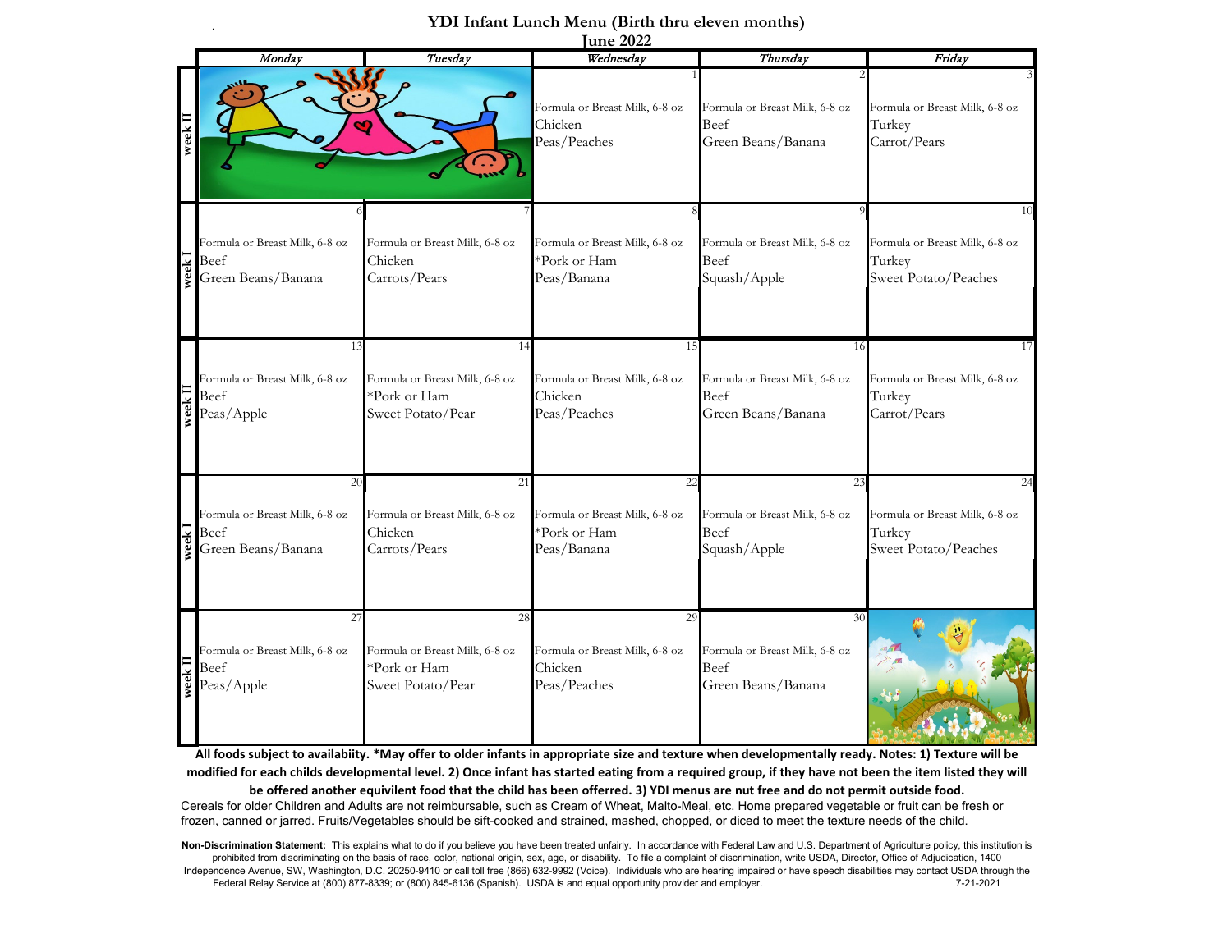# YDI Infant Lunch Menu (Birth thru eleven months)

## June 2022

| | Monday | Tuesday | Wednesday | Thursday | Friday |
|---|---|---|---|---|---|
| week II | | | 1<br>Formula or Breast Milk, 6-8 oz<br>Chicken<br>Peas/Peaches | 2<br>Formula or Breast Milk, 6-8 oz<br>Beef<br>Green Beans/Banana | 3<br>Formula or Breast Milk, 6-8 oz<br>Turkey<br>Carrot/Pears |
| week I | 6<br>Formula or Breast Milk, 6-8 oz<br>Beef<br>Green Beans/Banana | 7<br>Formula or Breast Milk, 6-8 oz<br>Chicken<br>Carrots/Pears | 8<br>Formula or Breast Milk, 6-8 oz<br>*Pork or Ham<br>Peas/Banana | 9<br>Formula or Breast Milk, 6-8 oz<br>Beef<br>Squash/Apple | 10<br>Formula or Breast Milk, 6-8 oz<br>Turkey<br>Sweet Potato/Peaches |
| week II | 13<br>Formula or Breast Milk, 6-8 oz<br>Beef<br>Peas/Apple | 14<br>Formula or Breast Milk, 6-8 oz<br>*Pork or Ham<br>Sweet Potato/Pear | 15<br>Formula or Breast Milk, 6-8 oz<br>Chicken<br>Peas/Peaches | 16<br>Formula or Breast Milk, 6-8 oz<br>Beef<br>Green Beans/Banana | 17<br>Formula or Breast Milk, 6-8 oz<br>Turkey<br>Carrot/Pears |
| week I | 20<br>Formula or Breast Milk, 6-8 oz<br>Beef<br>Green Beans/Banana | 21<br>Formula or Breast Milk, 6-8 oz<br>Chicken<br>Carrots/Pears | 22<br>Formula or Breast Milk, 6-8 oz<br>*Pork or Ham<br>Peas/Banana | 23<br>Formula or Breast Milk, 6-8 oz<br>Beef<br>Squash/Apple | 24<br>Formula or Breast Milk, 6-8 oz<br>Turkey<br>Sweet Potato/Peaches |
| week II | 27<br>Formula or Breast Milk, 6-8 oz<br>Beef<br>Peas/Apple | 28<br>Formula or Breast Milk, 6-8 oz<br>*Pork or Ham<br>Sweet Potato/Pear | 29<br>Formula or Breast Milk, 6-8 oz<br>Chicken<br>Peas/Peaches | 30<br>Formula or Breast Milk, 6-8 oz<br>Beef<br>Green Beans/Banana | |

**All foods subject to availabiity. *May offer to older infants in appropriate size and texture when developmentally ready. Notes: 1) Texture will be modified for each childs developmental level. 2) Once infant has started eating from a required group, if they have not been the item listed they will be offered another equivilent food that the child has been offerred. 3) YDI menus are nut free and do not permit outside food.**

Cereals for older Children and Adults are not reimbursable, such as Cream of Wheat, Malto-Meal, etc. Home prepared vegetable or fruit can be fresh or frozen, canned or jarred. Fruits/Vegetables should be sift-cooked and strained, mashed, chopped, or diced to meet the texture needs of the child.

**Non-Discrimination Statement:** This explains what to do if you believe you have been treated unfairly. In accordance with Federal Law and U.S. Department of Agriculture policy, this institution is prohibited from discriminating on the basis of race, color, national origin, sex, age, or disability. To file a complaint of discrimination, write USDA, Director, Office of Adjudication, 1400 Independence Avenue, SW, Washington, D.C. 20250-9410 or call toll free (866) 632-9992 (Voice). Individuals who are hearing impaired or have speech disabilities may contact USDA through the Federal Relay Service at (800) 877-8339; or (800) 845-6136 (Spanish). USDA is and equal opportunity provider and employer. 7-21-2021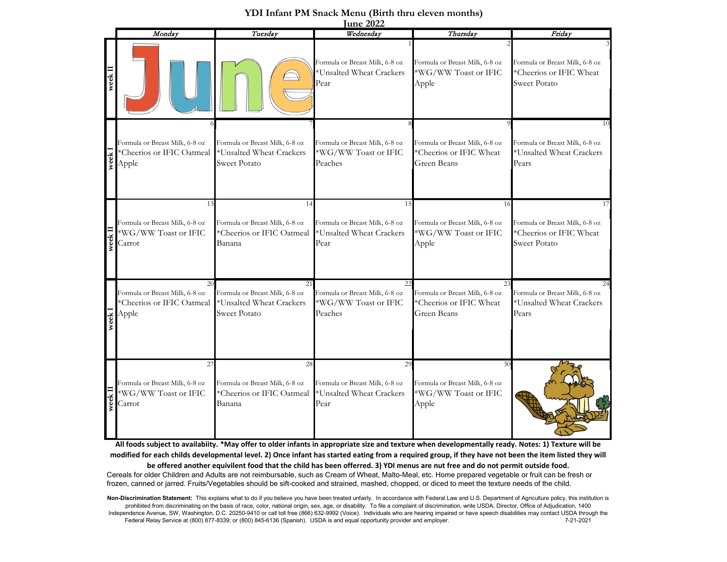# YDI Infant PM Snack Menu (Birth thru eleven months)

## June 2022

| | *Monday* | *Tuesday* | *Wednesday* | *Thursday* | *Friday* |
|---|---|---|---|---|---|
| week II | | | 1<br>Formula or Breast Milk, 6-8 oz<br>*Unsalted Wheat Crackers<br>Pear | 2<br>Formula or Breast Milk, 6-8 oz<br>*WG/WW Toast or IFIC<br>Apple | 3<br>Formula or Breast Milk, 6-8 oz<br>*Cheerios or IFIC Wheat<br>Sweet Potato |
| week I | 6<br>Formula or Breast Milk, 6-8 oz<br>*Cheerios or IFIC Oatmeal<br>Apple | 7<br>Formula or Breast Milk, 6-8 oz<br>*Unsalted Wheat Crackers<br>Sweet Potato | 8<br>Formula or Breast Milk, 6-8 oz<br>*WG/WW Toast or IFIC<br>Peaches | 9<br>Formula or Breast Milk, 6-8 oz<br>*Cheerios or IFIC Wheat<br>Green Beans | 10<br>Formula or Breast Milk, 6-8 oz<br>*Unsalted Wheat Crackers<br>Pears |
| week II | 13<br>Formula or Breast Milk, 6-8 oz<br>*WG/WW Toast or IFIC<br>Carrot | 14<br>Formula or Breast Milk, 6-8 oz<br>*Cheerios or IFIC Oatmeal<br>Banana | 15<br>Formula or Breast Milk, 6-8 oz<br>*Unsalted Wheat Crackers<br>Pear | 16<br>Formula or Breast Milk, 6-8 oz<br>*WG/WW Toast or IFIC<br>Apple | 17<br>Formula or Breast Milk, 6-8 oz<br>*Cheerios or IFIC Wheat<br>Sweet Potato |
| week I | 20<br>Formula or Breast Milk, 6-8 oz<br>*Cheerios or IFIC Oatmeal<br>Apple | 21<br>Formula or Breast Milk, 6-8 oz<br>*Unsalted Wheat Crackers<br>Sweet Potato | 22<br>Formula or Breast Milk, 6-8 oz<br>*WG/WW Toast or IFIC<br>Peaches | 23<br>Formula or Breast Milk, 6-8 oz<br>*Cheerios or IFIC Wheat<br>Green Beans | 24<br>Formula or Breast Milk, 6-8 oz<br>*Unsalted Wheat Crackers<br>Pears |
| week II | 27<br>Formula or Breast Milk, 6-8 oz<br>*WG/WW Toast or IFIC<br>Carrot | 28<br>Formula or Breast Milk, 6-8 oz<br>*Cheerios or IFIC Oatmeal<br>Banana | 29<br>Formula or Breast Milk, 6-8 oz<br>*Unsalted Wheat Crackers<br>Pear | 30<br>Formula or Breast Milk, 6-8 oz<br>*WG/WW Toast or IFIC<br>Apple | |

**All foods subject to availabiity. *May offer to older infants in appropriate size and texture when developmentally ready. Notes: 1) Texture will be modified for each childs developmental level. 2) Once infant has started eating from a required group, if they have not been the item listed they will be offered another equivilent food that the child has been offerred. 3) YDI menus are nut free and do not permit outside food.**

Cereals for older Children and Adults are not reimbursable, such as Cream of Wheat, Malto-Meal, etc. Home prepared vegetable or fruit can be fresh or frozen, canned or jarred. Fruits/Vegetables should be sift-cooked and strained, mashed, chopped, or diced to meet the texture needs of the child.

**Non-Discrimination Statement:** This explains what to do if you believe you have been treated unfairly. In accordance with Federal Law and U.S. Department of Agriculture policy, this institution is prohibited from discriminating on the basis of race, color, national origin, sex, age, or disability. To file a complaint of discrimination, write USDA, Director, Office of Adjudication, 1400 Independence Avenue, SW, Washington, D.C. 20250-9410 or call toll free (866) 632-9992 (Voice). Individuals who are hearing impaired or have speech disabilities may contact USDA through the Federal Relay Service at (800) 877-8339; or (800) 845-6136 (Spanish). USDA is and equal opportunity provider and employer. 7-21-2021